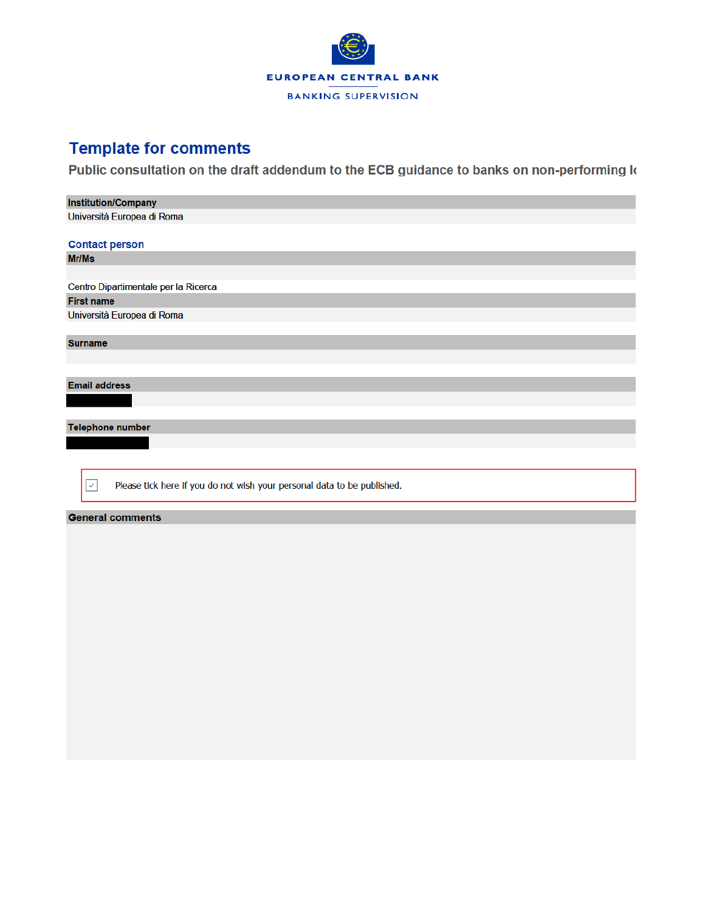EUROPEAN CENTRAL BANK

BANKING SUPERVISION

# Template for comments

## Public consultation on the draft addendum to the ECB guidance to banks on non-performing lo

**Institution/Company**

Università Europea di Roma

### Contact person

**Mr/Ms**

Centro Dipartimentale per la Ricerca

**First name**

Università Europea di Roma

**Surname**

**Email address**

**Telephone number**

☑ Please tick here if you do not wish your personal data to be published.

**General comments**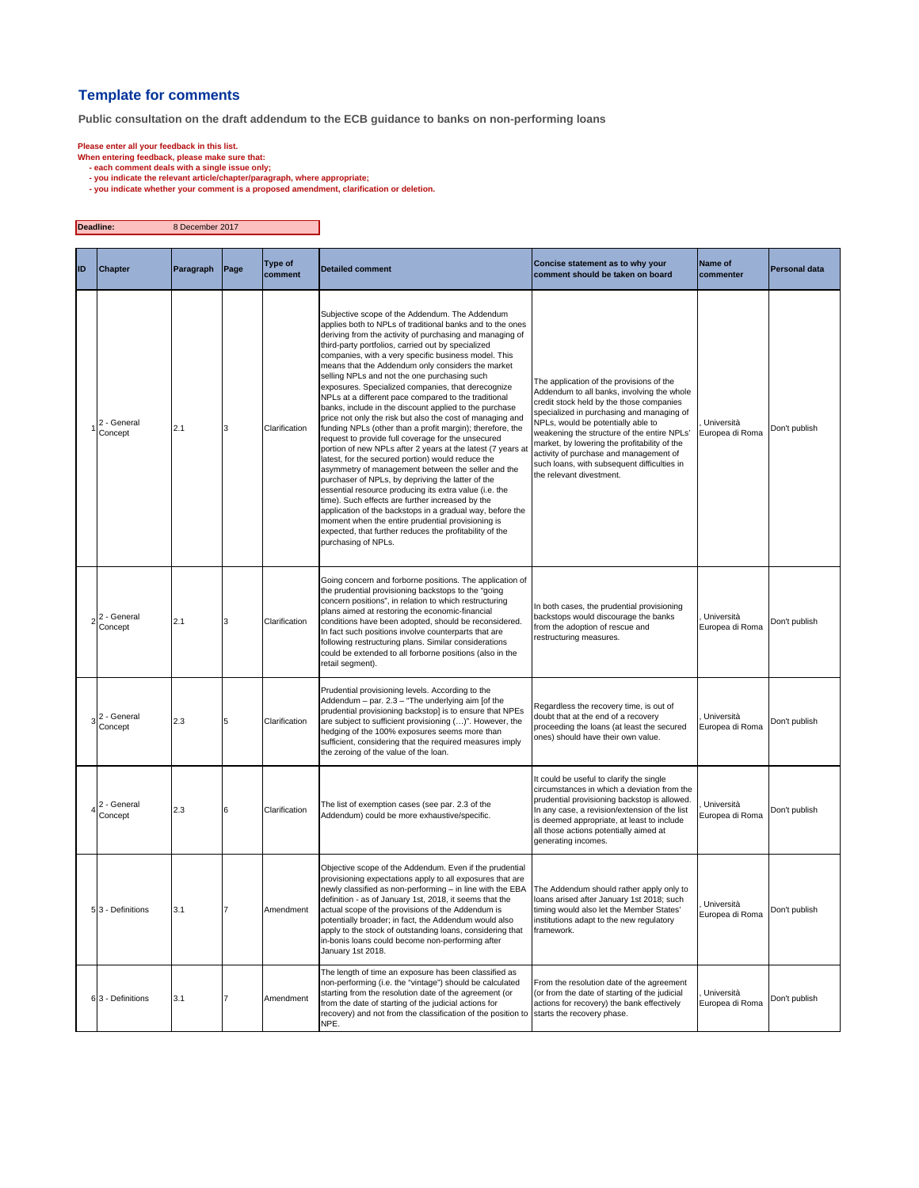## Template for comments

**Public consultation on the draft addendum to the ECB guidance to banks on non-performing loans**

**Please enter all your feedback in this list.**
**When entering feedback, please make sure that:**
- **each comment deals with a single issue only;**
- **you indicate the relevant article/chapter/paragraph, where appropriate;**
- **you indicate whether your comment is a proposed amendment, clarification or deletion.**

| **Deadline:** | 8 December 2017 |
|---|---|

| ID | Chapter | Paragraph | Page | Type of comment | Detailed comment | Concise statement as to why your comment should be taken on board | Name of commenter | Personal data |
|---|---|---|---|---|---|---|---|---|
| 1 | 2 - General Concept | 2.1 | 3 | Clarification | Subjective scope of the Addendum. The Addendum applies both to NPLs of traditional banks and to the ones deriving from the activity of purchasing and managing of third-party portfolios, carried out by specialized companies, with a very specific business model. This means that the Addendum only considers the market selling NPLs and not the one purchasing such exposures. Specialized companies, that derecognize NPLs at a different pace compared to the traditional banks, include in the discount applied to the purchase price not only the risk but also the cost of managing and funding NPLs (other than a profit margin); therefore, the request to provide full coverage for the unsecured portion of new NPLs after 2 years at the latest (7 years at latest, for the secured portion) would reduce the asymmetry of management between the seller and the purchaser of NPLs, by depriving the latter of the essential resource producing its extra value (i.e. the time). Such effects are further increased by the application of the backstops in a gradual way, before the moment when the entire prudential provisioning is expected, that further reduces the profitability of the purchasing of NPLs. | The application of the provisions of the Addendum to all banks, involving the whole credit stock held by the those companies specialized in purchasing and managing of NPLs, would be potentially able to weakening the structure of the entire NPLs' market, by lowering the profitability of the activity of purchase and management of such loans, with subsequent difficulties in the relevant divestment. | , Università Europea di Roma | Don't publish |
| 2 | 2 - General Concept | 2.1 | 3 | Clarification | Going concern and forborne positions. The application of the prudential provisioning backstops to the "going concern positions", in relation to which restructuring plans aimed at restoring the economic-financial conditions have been adopted, should be reconsidered. In fact such positions involve counterparts that are following restructuring plans. Similar considerations could be extended to all forborne positions (also in the retail segment). | In both cases, the prudential provisioning backstops would discourage the banks from the adoption of rescue and restructuring measures. | , Università Europea di Roma | Don't publish |
| 3 | 2 - General Concept | 2.3 | 5 | Clarification | Prudential provisioning levels. According to the Addendum – par. 2.3 – "The underlying aim [of the prudential provisioning backstop] is to ensure that NPEs are subject to sufficient provisioning (…)". However, the hedging of the 100% exposures seems more than sufficient, considering that the required measures imply the zeroing of the value of the loan. | Regardless the recovery time, is out of doubt that at the end of a recovery proceeding the loans (at least the secured ones) should have their own value. | , Università Europea di Roma | Don't publish |
| 4 | 2 - General Concept | 2.3 | 6 | Clarification | The list of exemption cases (see par. 2.3 of the Addendum) could be more exhaustive/specific. | It could be useful to clarify the single circumstances in which a deviation from the prudential provisioning backstop is allowed. In any case, a revision/extension of the list is deemed appropriate, at least to include all those actions potentially aimed at generating incomes. | , Università Europea di Roma | Don't publish |
| 5 | 3 - Definitions | 3.1 | 7 | Amendment | Objective scope of the Addendum. Even if the prudential provisioning expectations apply to all exposures that are newly classified as non-performing – in line with the EBA definition - as of January 1st, 2018, it seems that the actual scope of the provisions of the Addendum is potentially broader; in fact, the Addendum would also apply to the stock of outstanding loans, considering that in-bonis loans could become non-performing after January 1st 2018. | The Addendum should rather apply only to loans arised after January 1st 2018; such timing would also let the Member States' institutions adapt to the new regulatory framework. | , Università Europea di Roma | Don't publish |
| 6 | 3 - Definitions | 3.1 | 7 | Amendment | The length of time an exposure has been classified as non-performing (i.e. the "vintage") should be calculated starting from the resolution date of the agreement (or from the date of starting of the judicial actions for recovery) and not from the classification of the position to NPE. | From the resolution date of the agreement (or from the date of starting of the judicial actions for recovery) the bank effectively starts the recovery phase. | , Università Europea di Roma | Don't publish |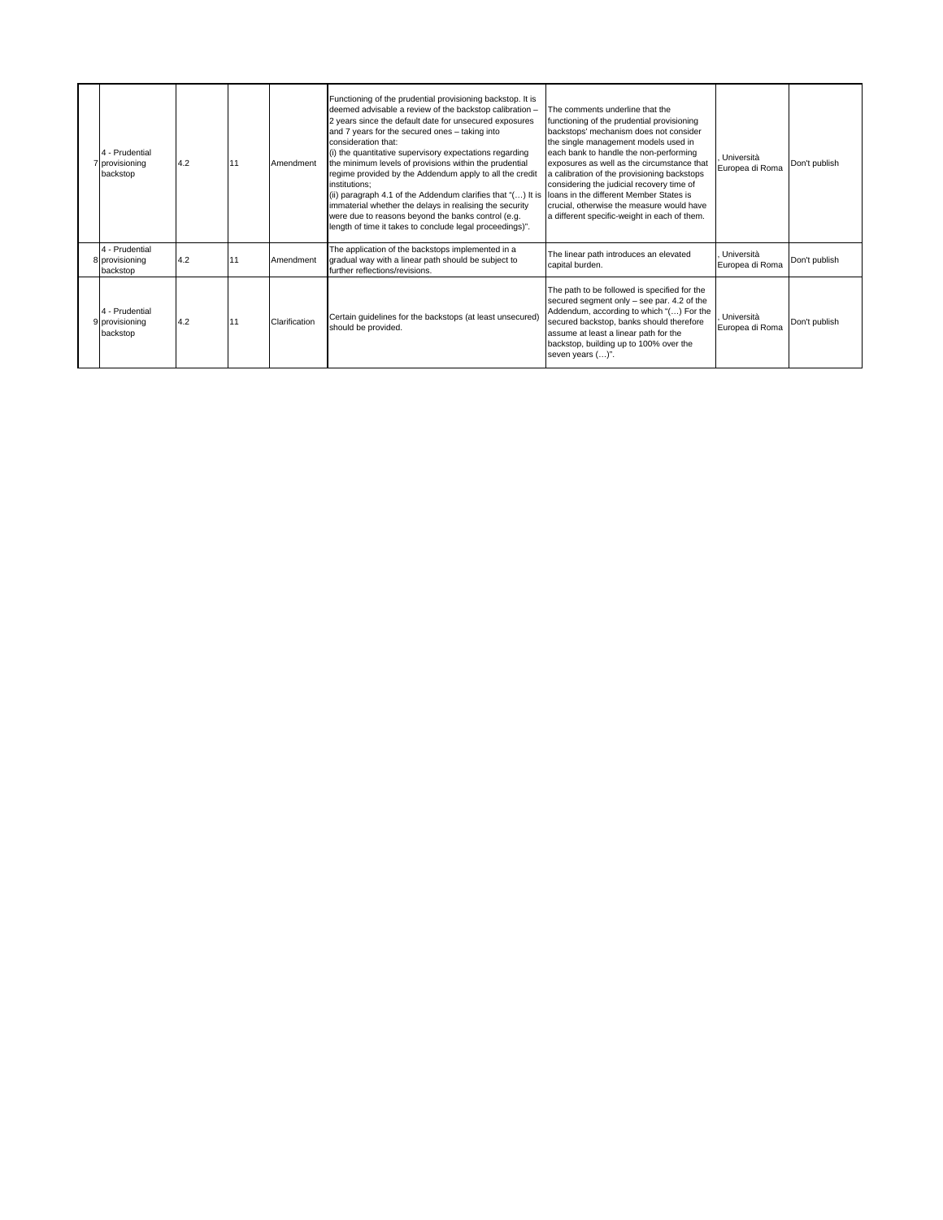| | | | | | | | | |
|---|---|---|---|---|---|---|---|---|
| 7 | 4 - Prudential provisioning backstop | 4.2 | 11 | Amendment | Functioning of the prudential provisioning backstop. It is deemed advisable a review of the backstop calibration – 2 years since the default date for unsecured exposures and 7 years for the secured ones – taking into consideration that:<br>(i) the quantitative supervisory expectations regarding the minimum levels of provisions within the prudential regime provided by the Addendum apply to all the credit institutions;<br>(ii) paragraph 4.1 of the Addendum clarifies that "(…) It is immaterial whether the delays in realising the security were due to reasons beyond the banks control (e.g. length of time it takes to conclude legal proceedings)". | The comments underline that the functioning of the prudential provisioning backstops' mechanism does not consider the single management models used in each bank to handle the non-performing exposures as well as the circumstance that a calibration of the provisioning backstops considering the judicial recovery time of loans in the different Member States is crucial, otherwise the measure would have a different specific-weight in each of them. | , Università Europea di Roma | Don't publish |
| 8 | 4 - Prudential provisioning backstop | 4.2 | 11 | Amendment | The application of the backstops implemented in a gradual way with a linear path should be subject to further reflections/revisions. | The linear path introduces an elevated capital burden. | , Università Europea di Roma | Don't publish |
| 9 | 4 - Prudential provisioning backstop | 4.2 | 11 | Clarification | Certain guidelines for the backstops (at least unsecured) should be provided. | The path to be followed is specified for the secured segment only – see par. 4.2 of the Addendum, according to which "(…) For the secured backstop, banks should therefore assume at least a linear path for the backstop, building up to 100% over the seven years (…)". | , Università Europea di Roma | Don't publish |